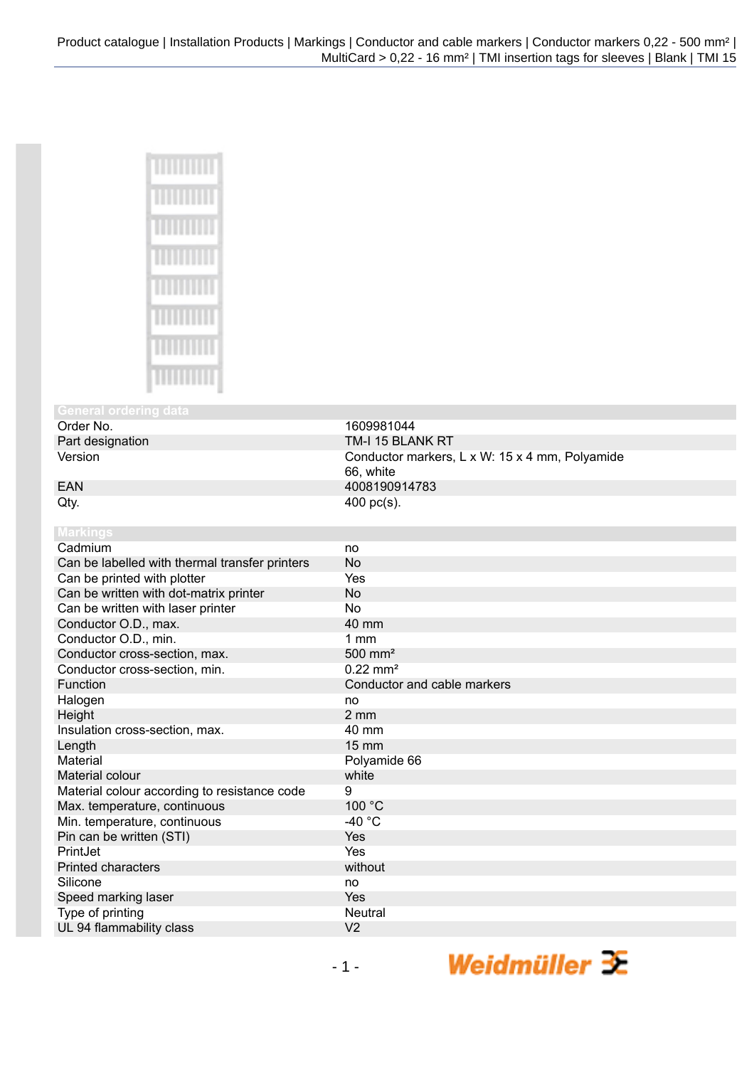## General ordering data

| | |
|---|---|
| Order No. | 1609981044 |
| Part designation | TM-I 15 BLANK RT |
| Version | Conductor markers, L x W: 15 x 4 mm, Polyamide 66, white |
| EAN | 4008190914783 |
| Qty. | 400 pc(s). |

## Markings

| | |
|---|---|
| Cadmium | no |
| Can be labelled with thermal transfer printers | No |
| Can be printed with plotter | Yes |
| Can be written with dot-matrix printer | No |
| Can be written with laser printer | No |
| Conductor O.D., max. | 40 mm |
| Conductor O.D., min. | 1 mm |
| Conductor cross-section, max. | 500 mm² |
| Conductor cross-section, min. | 0.22 mm² |
| Function | Conductor and cable markers |
| Halogen | no |
| Height | 2 mm |
| Insulation cross-section, max. | 40 mm |
| Length | 15 mm |
| Material | Polyamide 66 |
| Material colour | white |
| Material colour according to resistance code | 9 |
| Max. temperature, continuous | 100 °C |
| Min. temperature, continuous | -40 °C |
| Pin can be written (STI) | Yes |
| PrintJet | Yes |
| Printed characters | without |
| Silicone | no |
| Speed marking laser | Yes |
| Type of printing | Neutral |
| UL 94 flammability class | V2 |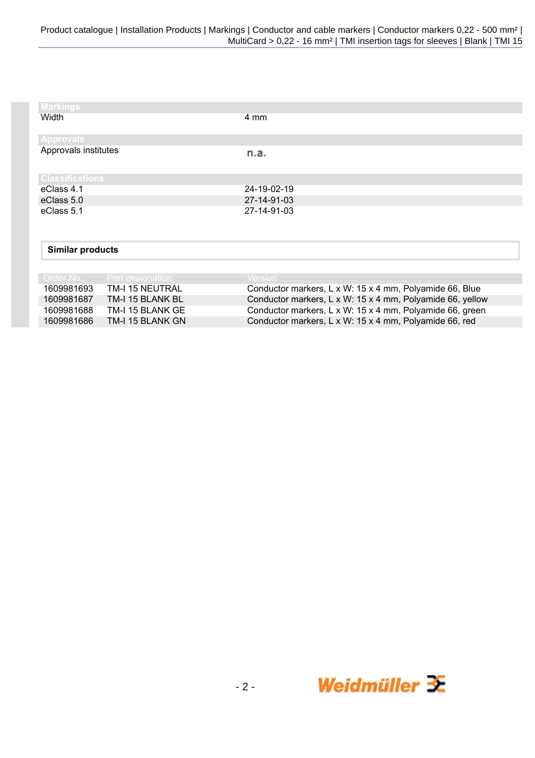## Markings

| | |
|---|---|
| Width | 4 mm |

## Approvals

| | |
|---|---|
| Approvals institutes | n.a. |

## Classifications

| | |
|---|---|
| eClass 4.1 | 24-19-02-19 |
| eClass 5.0 | 27-14-91-03 |
| eClass 5.1 | 27-14-91-03 |

**Similar products**

| Order No. | Part designation | Version |
|---|---|---|
| 1609981693 | TM-I 15 NEUTRAL | Conductor markers, L x W: 15 x 4 mm, Polyamide 66, Blue |
| 1609981687 | TM-I 15 BLANK BL | Conductor markers, L x W: 15 x 4 mm, Polyamide 66, yellow |
| 1609981688 | TM-I 15 BLANK GE | Conductor markers, L x W: 15 x 4 mm, Polyamide 66, green |
| 1609981686 | TM-I 15 BLANK GN | Conductor markers, L x W: 15 x 4 mm, Polyamide 66, red |